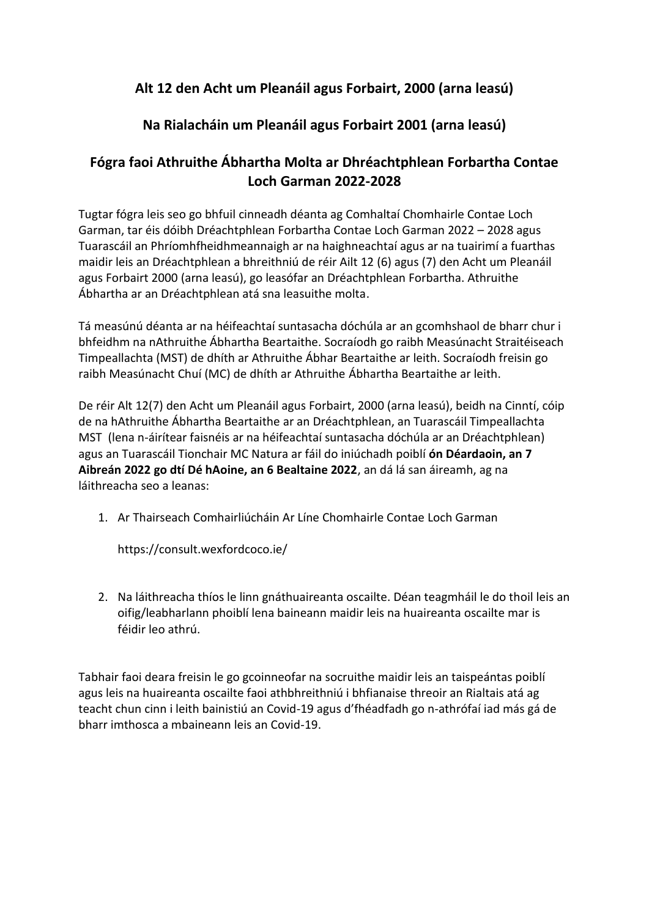## Alt 12 den Acht um Pleanáil agus Forbairt, 2000 (arna leasú)

## Na Rialacháin um Pleanáil agus Forbairt 2001 (arna leasú)

## Fógra faoi Athruithe Ábhartha Molta ar Dhréachtphlean Forbartha Contae Loch Garman 2022-2028

Tugtar fógra leis seo go bhfuil cinneadh déanta ag Comhaltaí Chomhairle Contae Loch Garman, tar éis dóibh Dréachtphlean Forbartha Contae Loch Garman 2022 – 2028 agus Tuarascáil an Phríomhfheidhmeannaigh ar na haighneachtaí agus ar na tuairimí a fuarthas maidir leis an Dréachtphlean a bhreithniú de réir Ailt 12 (6) agus (7) den Acht um Pleanáil agus Forbairt 2000 (arna leasú), go leasófar an Dréachtphlean Forbartha. Athruithe Ábhartha ar an Dréachtphlean atá sna leasuithe molta.

Tá measúnú déanta ar na héifeachtaí suntasacha dóchúla ar an gcomhshaol de bharr chur i bhfeidhm na nAthruithe Ábhartha Beartaithe. Socraíodh go raibh Measúnacht Straitéiseach Timpeallachta (MST) de dhíth ar Athruithe Ábhar Beartaithe ar leith. Socraíodh freisin go raibh Measúnacht Chuí (MC) de dhíth ar Athruithe Ábhartha Beartaithe ar leith.

De réir Alt 12(7) den Acht um Pleanáil agus Forbairt, 2000 (arna leasú), beidh na Cinntí, cóip de na hAthruithe Ábhartha Beartaithe ar an Dréachtphlean, an Tuarascáil Timpeallachta MST (lena n-áirítear faisnéis ar na héifeachtaí suntasacha dóchúla ar an Dréachtphlean) agus an Tuarascáil Tionchair MC Natura ar fáil do iniúchadh poiblí **ón Déardaoin, an 7 Aibreán 2022 go dtí Dé hAoine, an 6 Bealtaine 2022**, an dá lá san áireamh, ag na láithreacha seo a leanas:

1. Ar Thairseach Comhairliúcháin Ar Líne Chomhairle Contae Loch Garman

   https://consult.wexfordcoco.ie/

2. Na láithreacha thíos le linn gnáthuaireanta oscailte. Déan teagmháil le do thoil leis an oifig/leabharlann phoiblí lena baineann maidir leis na huaireanta oscailte mar is féidir leo athrú.

Tabhair faoi deara freisin le go gcoinneofar na socruithe maidir leis an taispeántas poiblí agus leis na huaireanta oscailte faoi athbhreithniú i bhfianaise threoir an Rialtais atá ag teacht chun cinn i leith bainistiú an Covid-19 agus d'fhéadfadh go n-athrófaí iad más gá de bharr imthosca a mbaineann leis an Covid-19.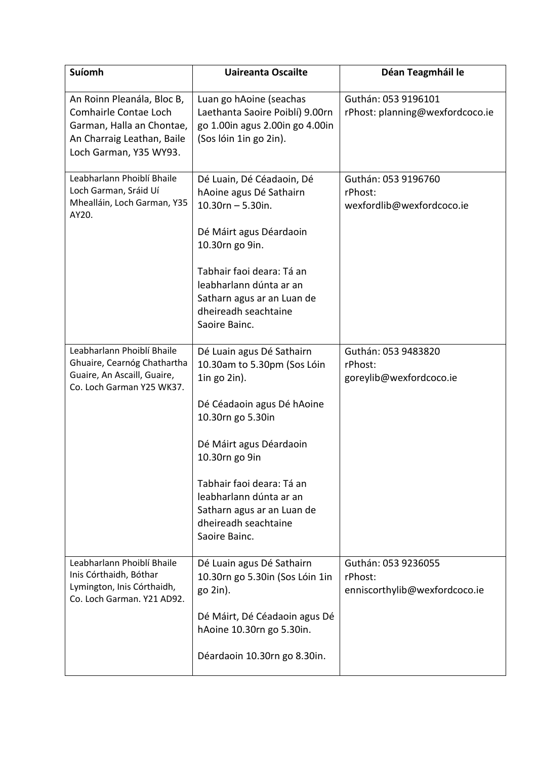| Suíomh | Uaireanta Oscailte | Déan Teagmháil le |
| --- | --- | --- |
| An Roinn Pleanála, Bloc B, Comhairle Contae Loch Garman, Halla an Chontae, An Charraig Leathan, Baile Loch Garman, Y35 WY93. | Luan go hAoine (seachas Laethanta Saoire Poiblí) 9.00rn go 1.00in agus 2.00in go 4.00in (Sos lóin 1in go 2in). | Guthán: 053 9196101<br>rPhost: planning@wexfordcoco.ie |
| Leabharlann Phoiblí Bhaile Loch Garman, Sráid Uí Mhealláin, Loch Garman, Y35 AY20. | Dé Luain, Dé Céadaoin, Dé hAoine agus Dé Sathairn 10.30rn – 5.30in.<br><br>Dé Máirt agus Déardaoin 10.30rn go 9in.<br><br>Tabhair faoi deara: Tá an leabharlann dúnta ar an Satharn agus ar an Luan de dheireadh seachtaine Saoire Bainc. | Guthán: 053 9196760<br>rPhost: wexfordlib@wexfordcoco.ie |
| Leabharlann Phoiblí Bhaile Ghuaire, Cearnóg Chathartha Guaire, An Ascaill, Guaire, Co. Loch Garman Y25 WK37. | Dé Luain agus Dé Sathairn 10.30am to 5.30pm (Sos Lóin 1in go 2in).<br><br>Dé Céadaoin agus Dé hAoine 10.30rn go 5.30in<br><br>Dé Máirt agus Déardaoin 10.30rn go 9in<br><br>Tabhair faoi deara: Tá an leabharlann dúnta ar an Satharn agus ar an Luan de dheireadh seachtaine Saoire Bainc. | Guthán: 053 9483820<br>rPhost: goreylib@wexfordcoco.ie |
| Leabharlann Phoiblí Bhaile Inis Córthaidh, Bóthar Lymington, Inis Córthaidh, Co. Loch Garman. Y21 AD92. | Dé Luain agus Dé Sathairn 10.30rn go 5.30in (Sos Lóin 1in go 2in).<br><br>Dé Máirt, Dé Céadaoin agus Dé hAoine 10.30rn go 5.30in.<br><br>Déardaoin 10.30rn go 8.30in. | Guthán: 053 9236055<br>rPhost: enniscorthylib@wexfordcoco.ie |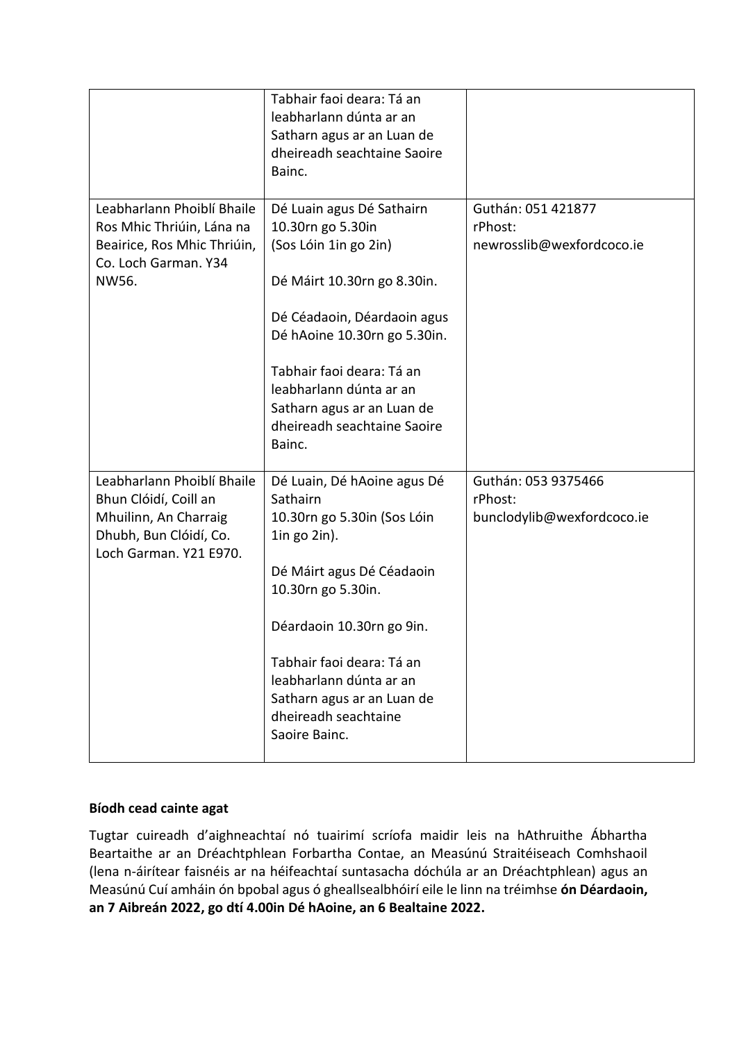| | | |
|---|---|---|
| | Tabhair faoi deara: Tá an leabharlann dúnta ar an Satharn agus ar an Luan de dheireadh seachtaine Saoire Bainc. | |
| Leabharlann Phoiblí Bhaile Ros Mhic Thriúin, Lána na Beairice, Ros Mhic Thriúin, Co. Loch Garman. Y34 NW56. | Dé Luain agus Dé Sathairn 10.30rn go 5.30in (Sos Lóin 1in go 2in)<br><br>Dé Máirt 10.30rn go 8.30in.<br><br>Dé Céadaoin, Déardaoin agus Dé hAoine 10.30rn go 5.30in.<br><br>Tabhair faoi deara: Tá an leabharlann dúnta ar an Satharn agus ar an Luan de dheireadh seachtaine Saoire Bainc. | Guthán: 051 421877<br>rPhost: newrosslib@wexfordcoco.ie |
| Leabharlann Phoiblí Bhaile Bhun Clóidí, Coill an Mhuilinn, An Charraig Dhubh, Bun Clóidí, Co. Loch Garman. Y21 E970. | Dé Luain, Dé hAoine agus Dé Sathairn 10.30rn go 5.30in (Sos Lóin 1in go 2in).<br><br>Dé Máirt agus Dé Céadaoin 10.30rn go 5.30in.<br><br>Déardaoin 10.30rn go 9in.<br><br>Tabhair faoi deara: Tá an leabharlann dúnta ar an Satharn agus ar an Luan de dheireadh seachtaine Saoire Bainc. | Guthán: 053 9375466<br>rPhost: bunclodylib@wexfordcoco.ie |

**Bíodh cead cainte agat**

Tugtar cuireadh d'aighneachtaí nó tuairimí scríofa maidir leis na hAthruithe Ábhartha Beartaithe ar an Dréachtphlean Forbartha Contae, an Measúnú Straitéiseach Comhshaoil (lena n-áirítear faisnéis ar na héifeachtaí suntasacha dóchúla ar an Dréachtphlean) agus an Measúnú Cuí amháin ón bpobal agus ó gheallsealbhóirí eile le linn na tréimhse **ón Déardaoin, an 7 Aibreán 2022, go dtí 4.00in Dé hAoine, an 6 Bealtaine 2022.**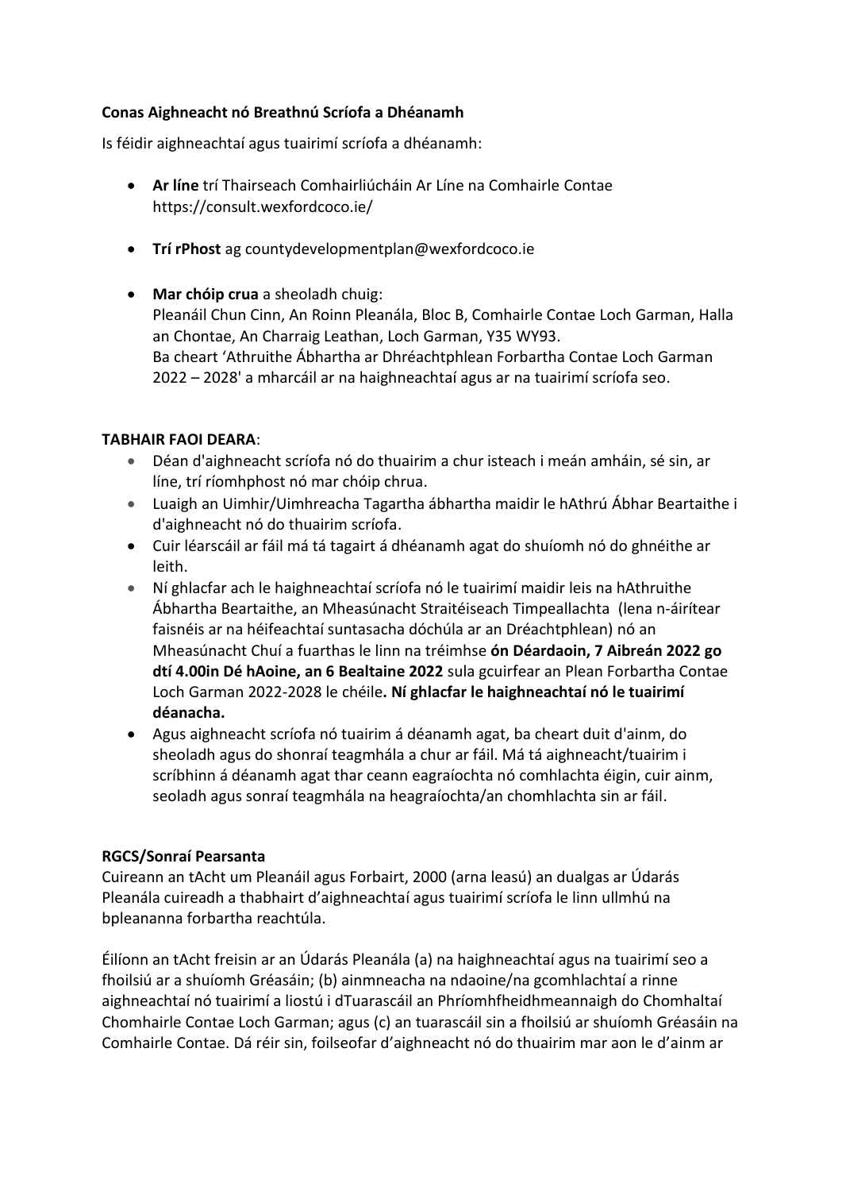**Conas Aighneacht nó Breathnú Scríofa a Dhéanamh**

Is féidir aighneachtaí agus tuairimí scríofa a dhéanamh:

- **Ar líne** trí Thairseach Comhairliúcháin Ar Líne na Comhairle Contae https://consult.wexfordcoco.ie/
- **Trí rPhost** ag countydevelopmentplan@wexfordcoco.ie
- **Mar chóip crua** a sheoladh chuig:
  Pleanáil Chun Cinn, An Roinn Pleanála, Bloc B, Comhairle Contae Loch Garman, Halla an Chontae, An Charraig Leathan, Loch Garman, Y35 WY93.
  Ba cheart 'Athruithe Ábhartha ar Dhréachtphlean Forbartha Contae Loch Garman 2022 – 2028' a mharcáil ar na haighneachtaí agus ar na tuairimí scríofa seo.

**TABHAIR FAOI DEARA**:

- Déan d'aighneacht scríofa nó do thuairim a chur isteach i meán amháin, sé sin, ar líne, trí ríomhphost nó mar chóip chrua.
- Luaigh an Uimhir/Uimhreacha Tagartha ábhartha maidir le hAthrú Ábhar Beartaithe i d'aighneacht nó do thuairim scríofa.
- Cuir léarscáil ar fáil má tá tagairt á dhéanamh agat do shuíomh nó do ghnéithe ar leith.
- Ní ghlacfar ach le haighneachtaí scríofa nó le tuairimí maidir leis na hAthruithe Ábhartha Beartaithe, an Mheasúnacht Straitéiseach Timpeallachta (lena n-áirítear faisnéis ar na héifeachtaí suntasacha dóchúla ar an Dréachtphlean) nó an Mheasúnacht Chuí a fuarthas le linn na tréimhse **ón Déardaoin, 7 Aibreán 2022 go dtí 4.00in Dé hAoine, an 6 Bealtaine 2022** sula gcuirfear an Plean Forbartha Contae Loch Garman 2022-2028 le chéile**. Ní ghlacfar le haighneachtaí nó le tuairimí déanacha.**
- Agus aighneacht scríofa nó tuairim á déanamh agat, ba cheart duit d'ainm, do sheoladh agus do shonraí teagmhála a chur ar fáil. Má tá aighneacht/tuairim i scríbhinn á déanamh agat thar ceann eagraíochta nó comhlachta éigin, cuir ainm, seoladh agus sonraí teagmhála na heagraíochta/an chomhlachta sin ar fáil.

**RGCS/Sonraí Pearsanta**

Cuireann an tAcht um Pleanáil agus Forbairt, 2000 (arna leasú) an dualgas ar Údarás Pleanála cuireadh a thabhairt d'aighneachtaí agus tuairimí scríofa le linn ullmhú na bpleananna forbartha reachtúla.

Éilíonn an tAcht freisin ar an Údarás Pleanála (a) na haighneachtaí agus na tuairimí seo a fhoilsiú ar a shuíomh Gréasáin; (b) ainmneacha na ndaoine/na gcomhlachtaí a rinne aighneachtaí nó tuairimí a liostú i dTuarascáil an Phríomhfheidhmeannaigh do Chomhaltaí Chomhairle Contae Loch Garman; agus (c) an tuarascáil sin a fhoilsiú ar shuíomh Gréasáin na Comhairle Contae. Dá réir sin, foilseofar d'aighneacht nó do thuairim mar aon le d'ainm ar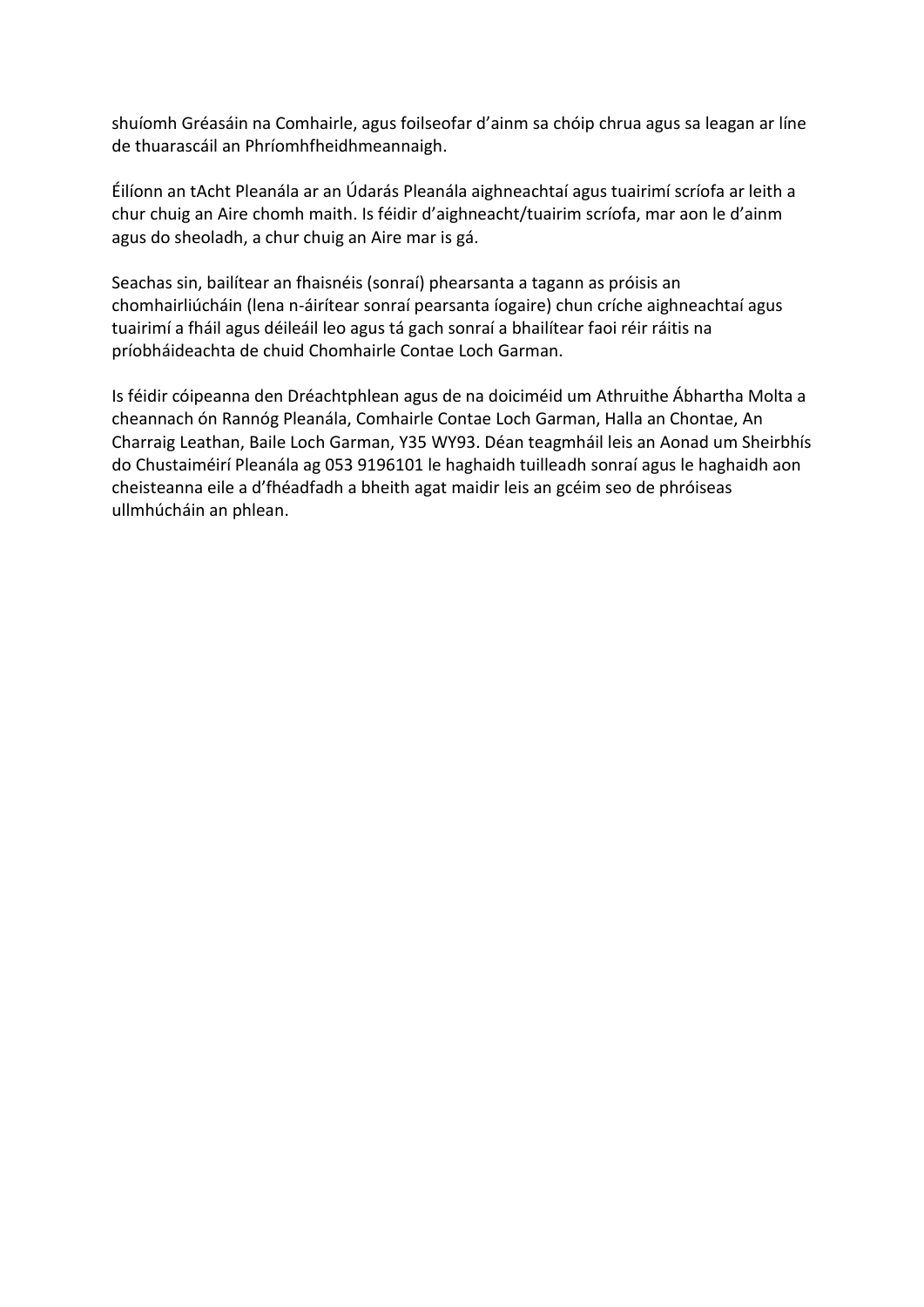shuíomh Gréasáin na Comhairle, agus foilseofar d'ainm sa chóip chrua agus sa leagan ar líne de thuarascáil an Phríomhfheidhmeannaigh.

Éilíonn an tAcht Pleanála ar an Údarás Pleanála aighneachtaí agus tuairimí scríofa ar leith a chur chuig an Aire chomh maith. Is féidir d'aighneacht/tuairim scríofa, mar aon le d'ainm agus do sheoladh, a chur chuig an Aire mar is gá.

Seachas sin, bailítear an fhaisnéis (sonraí) phearsanta a tagann as próisis an chomhairliúcháin (lena n-áirítear sonraí pearsanta íogaire) chun críche aighneachtaí agus tuairimí a fháil agus déileáil leo agus tá gach sonraí a bhailítear faoi réir ráitis na príobháideachta de chuid Chomhairle Contae Loch Garman.

Is féidir cóipeanna den Dréachtphlean agus de na doiciméid um Athruithe Ábhartha Molta a cheannach ón Rannóg Pleanála, Comhairle Contae Loch Garman, Halla an Chontae, An Charraig Leathan, Baile Loch Garman, Y35 WY93. Déan teagmháil leis an Aonad um Sheirbhís do Chustaiméirí Pleanála ag 053 9196101 le haghaidh tuilleadh sonraí agus le haghaidh aon cheisteanna eile a d'fhéadfadh a bheith agat maidir leis an gcéim seo de phróiseas ullmhúcháin an phlean.